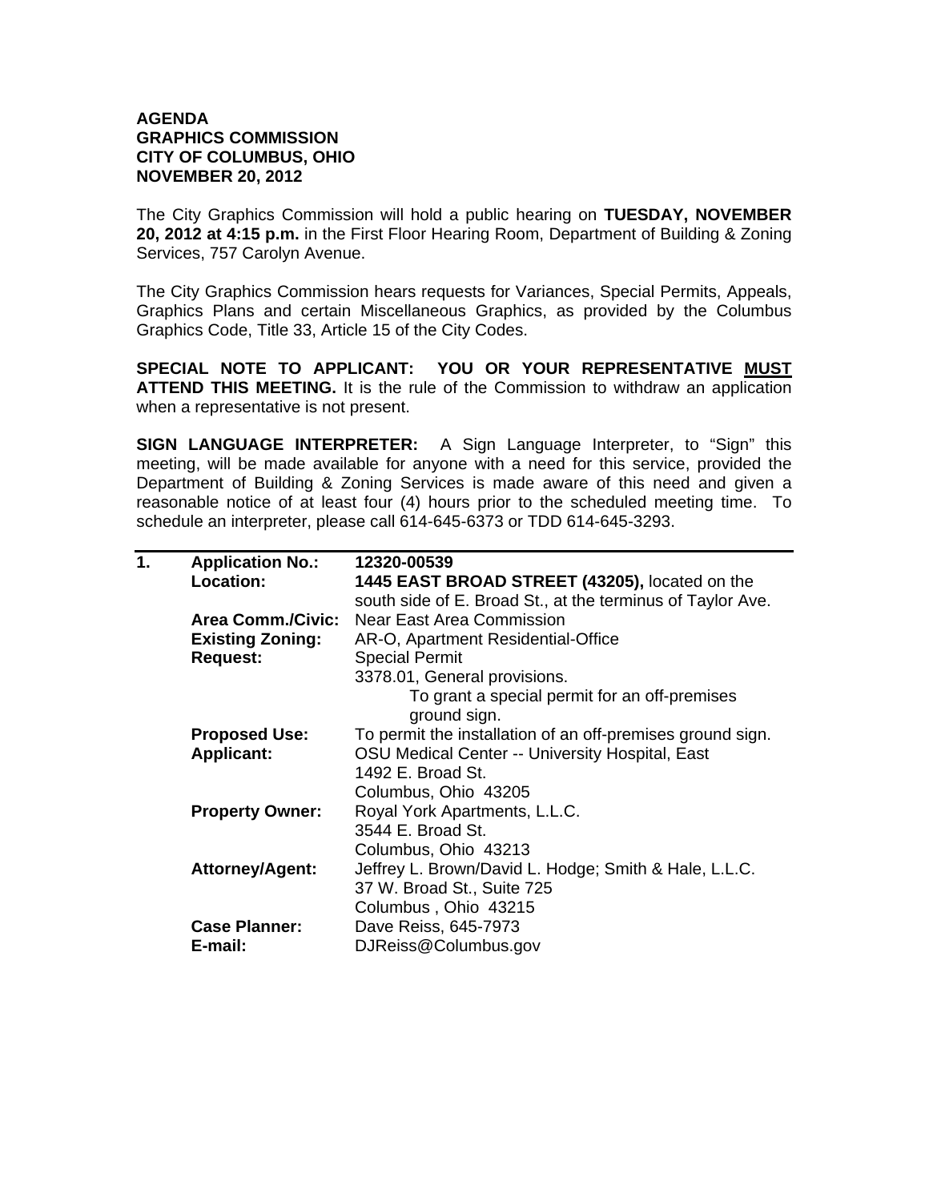**AGENDA**
**GRAPHICS COMMISSION**
**CITY OF COLUMBUS, OHIO**
**NOVEMBER 20, 2012**

The City Graphics Commission will hold a public hearing on **TUESDAY, NOVEMBER 20, 2012 at 4:15 p.m.** in the First Floor Hearing Room, Department of Building & Zoning Services, 757 Carolyn Avenue.

The City Graphics Commission hears requests for Variances, Special Permits, Appeals, Graphics Plans and certain Miscellaneous Graphics, as provided by the Columbus Graphics Code, Title 33, Article 15 of the City Codes.

**SPECIAL NOTE TO APPLICANT: YOU OR YOUR REPRESENTATIVE MUST ATTEND THIS MEETING.** It is the rule of the Commission to withdraw an application when a representative is not present.

**SIGN LANGUAGE INTERPRETER:** A Sign Language Interpreter, to "Sign" this meeting, will be made available for anyone with a need for this service, provided the Department of Building & Zoning Services is made aware of this need and given a reasonable notice of at least four (4) hours prior to the scheduled meeting time. To schedule an interpreter, please call 614-645-6373 or TDD 614-645-3293.

---

**1.**

**Application No.:** **12320-00539**

**Location:** **1445 EAST BROAD STREET (43205),** located on the south side of E. Broad St., at the terminus of Taylor Ave.

**Area Comm./Civic:** Near East Area Commission

**Existing Zoning:** AR-O, Apartment Residential-Office

**Request:** Special Permit
3378.01, General provisions.
To grant a special permit for an off-premises ground sign.

**Proposed Use:** To permit the installation of an off-premises ground sign.

**Applicant:** OSU Medical Center -- University Hospital, East
1492 E. Broad St.
Columbus, Ohio 43205

**Property Owner:** Royal York Apartments, L.L.C.
3544 E. Broad St.
Columbus, Ohio 43213

**Attorney/Agent:** Jeffrey L. Brown/David L. Hodge; Smith & Hale, L.L.C.
37 W. Broad St., Suite 725
Columbus , Ohio 43215

**Case Planner:** Dave Reiss, 645-7973

**E-mail:** DJReiss@Columbus.gov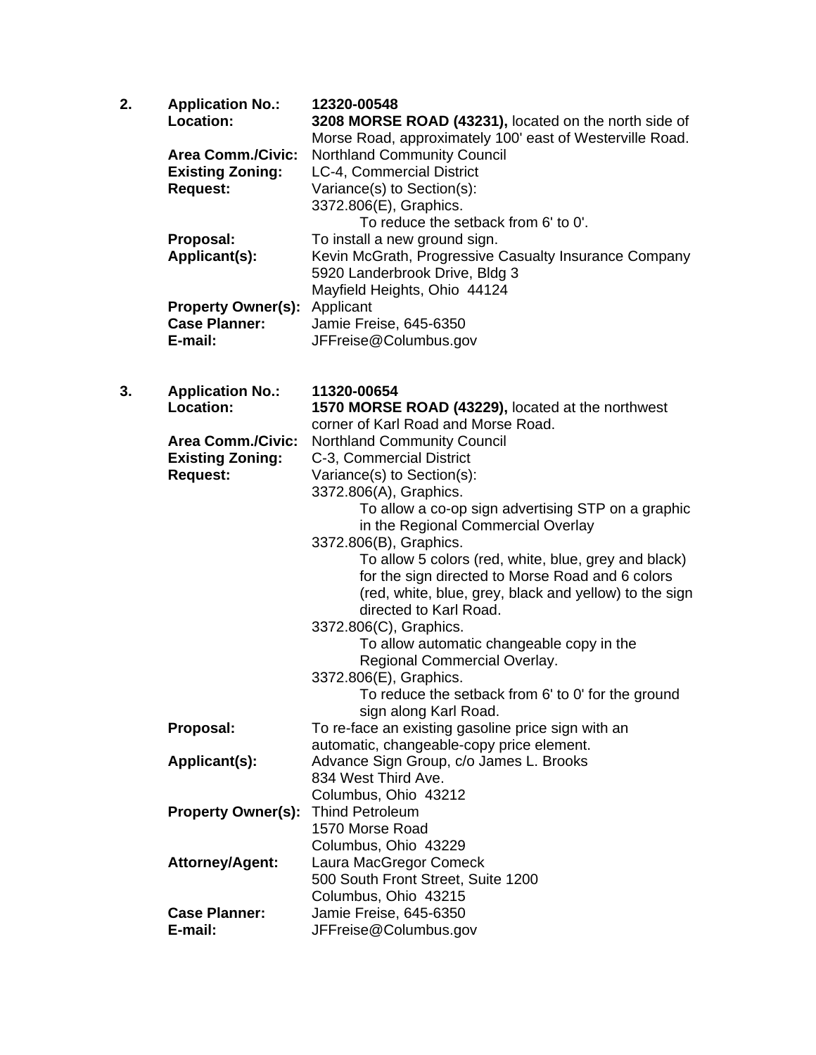2. **Application No.:** **12320-00548**
   **Location:** **3208 MORSE ROAD (43231),** located on the north side of Morse Road, approximately 100' east of Westerville Road.
   **Area Comm./Civic:** Northland Community Council
   **Existing Zoning:** LC-4, Commercial District
   **Request:** Variance(s) to Section(s):
   3372.806(E), Graphics.
   To reduce the setback from 6' to 0'.
   **Proposal:** To install a new ground sign.
   **Applicant(s):** Kevin McGrath, Progressive Casualty Insurance Company
   5920 Landerbrook Drive, Bldg 3
   Mayfield Heights, Ohio 44124
   **Property Owner(s):** Applicant
   **Case Planner:** Jamie Freise, 645-6350
   **E-mail:** JFFreise@Columbus.gov

3. **Application No.:** **11320-00654**
   **Location:** **1570 MORSE ROAD (43229),** located at the northwest corner of Karl Road and Morse Road.
   **Area Comm./Civic:** Northland Community Council
   **Existing Zoning:** C-3, Commercial District
   **Request:** Variance(s) to Section(s):
   3372.806(A), Graphics.
   To allow a co-op sign advertising STP on a graphic in the Regional Commercial Overlay
   3372.806(B), Graphics.
   To allow 5 colors (red, white, blue, grey and black) for the sign directed to Morse Road and 6 colors (red, white, blue, grey, black and yellow) to the sign directed to Karl Road.
   3372.806(C), Graphics.
   To allow automatic changeable copy in the Regional Commercial Overlay.
   3372.806(E), Graphics.
   To reduce the setback from 6' to 0' for the ground sign along Karl Road.
   **Proposal:** To re-face an existing gasoline price sign with an automatic, changeable-copy price element.
   **Applicant(s):** Advance Sign Group, c/o James L. Brooks
   834 West Third Ave.
   Columbus, Ohio 43212
   **Property Owner(s):** Thind Petroleum
   1570 Morse Road
   Columbus, Ohio 43229
   **Attorney/Agent:** Laura MacGregor Comeck
   500 South Front Street, Suite 1200
   Columbus, Ohio 43215
   **Case Planner:** Jamie Freise, 645-6350
   **E-mail:** JFFreise@Columbus.gov